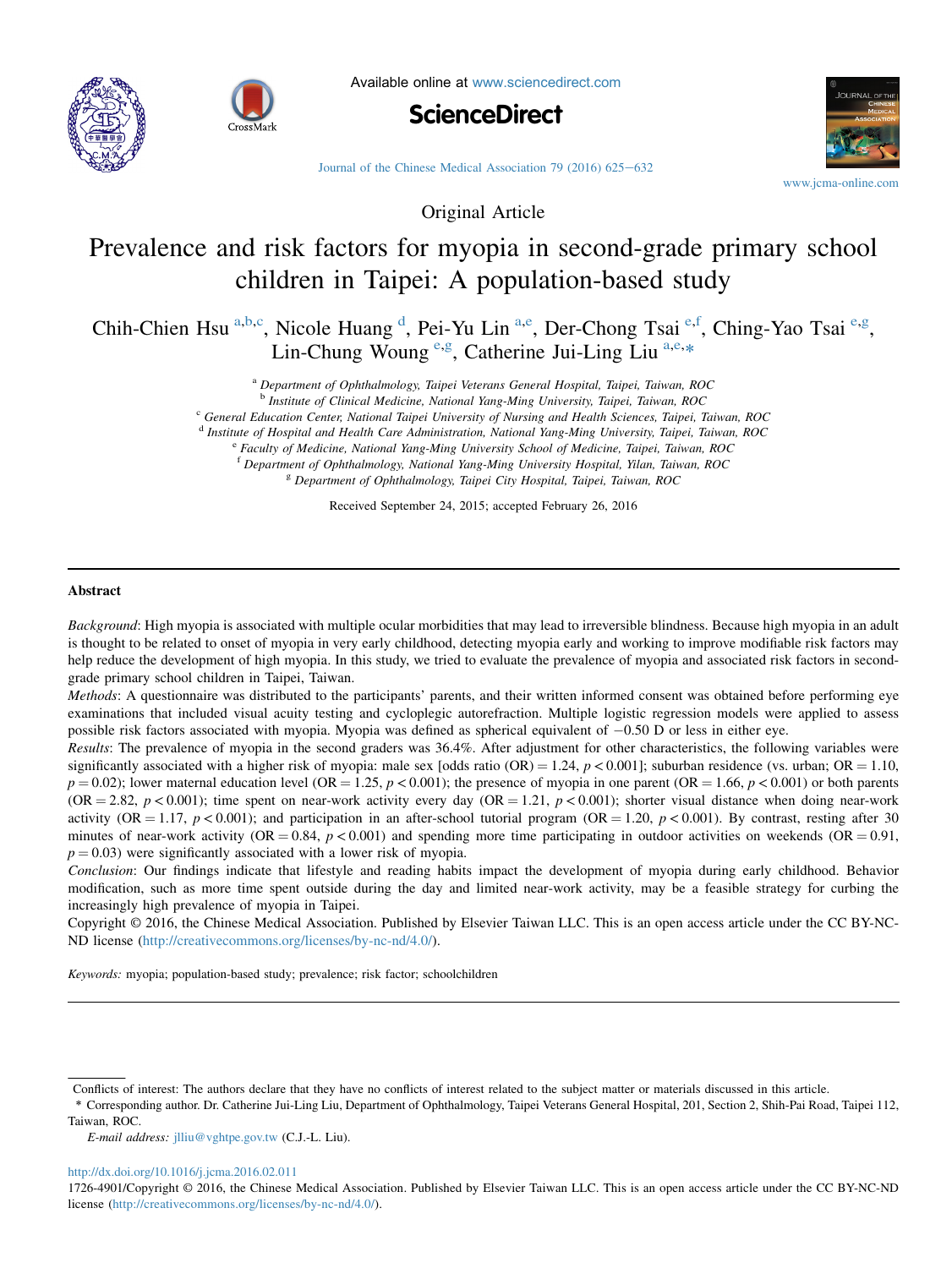Original Article

# Prevalence and risk factors for myopia in second-grade primary school children in Taipei: A population-based study

Chih-Chien Hsu [a,b,c], Nicole Huang [d], Pei-Yu Lin [a,e], Der-Chong Tsai [e,f], Ching-Yao Tsai [e,g], Lin-Chung Woung [e,g], Catherine Jui-Ling Liu [a,e,*]

[a] Department of Ophthalmology, Taipei Veterans General Hospital, Taipei, Taiwan, ROC
[b] Institute of Clinical Medicine, National Yang-Ming University, Taipei, Taiwan, ROC
[c] General Education Center, National Taipei University of Nursing and Health Sciences, Taipei, Taiwan, ROC
[d] Institute of Hospital and Health Care Administration, National Yang-Ming University, Taipei, Taiwan, ROC
[e] Faculty of Medicine, National Yang-Ming University School of Medicine, Taipei, Taiwan, ROC
[f] Department of Ophthalmology, National Yang-Ming University Hospital, Yilan, Taiwan, ROC
[g] Department of Ophthalmology, Taipei City Hospital, Taipei, Taiwan, ROC

Received September 24, 2015; accepted February 26, 2016

## Abstract

*Background*: High myopia is associated with multiple ocular morbidities that may lead to irreversible blindness. Because high myopia in an adult is thought to be related to onset of myopia in very early childhood, detecting myopia early and working to improve modifiable risk factors may help reduce the development of high myopia. In this study, we tried to evaluate the prevalence of myopia and associated risk factors in second-grade primary school children in Taipei, Taiwan.

*Methods*: A questionnaire was distributed to the participants' parents, and their written informed consent was obtained before performing eye examinations that included visual acuity testing and cycloplegic autorefraction. Multiple logistic regression models were applied to assess possible risk factors associated with myopia. Myopia was defined as spherical equivalent of −0.50 D or less in either eye.

*Results*: The prevalence of myopia in the second graders was 36.4%. After adjustment for other characteristics, the following variables were significantly associated with a higher risk of myopia: male sex [odds ratio (OR) = 1.24, $p < 0.001$]; suburban residence (vs. urban; OR = 1.10, $p = 0.02$); lower maternal education level (OR = 1.25, $p < 0.001$); the presence of myopia in one parent (OR = 1.66, $p < 0.001$) or both parents (OR = 2.82, $p < 0.001$); time spent on near-work activity every day (OR = 1.21, $p < 0.001$); shorter visual distance when doing near-work activity (OR = 1.17, $p < 0.001$); and participation in an after-school tutorial program (OR = 1.20, $p < 0.001$). By contrast, resting after 30 minutes of near-work activity (OR = 0.84, $p < 0.001$) and spending more time participating in outdoor activities on weekends (OR = 0.91, $p = 0.03$) were significantly associated with a lower risk of myopia.

*Conclusion*: Our findings indicate that lifestyle and reading habits impact the development of myopia during early childhood. Behavior modification, such as more time spent outside during the day and limited near-work activity, may be a feasible strategy for curbing the increasingly high prevalence of myopia in Taipei.

Copyright © 2016, the Chinese Medical Association. Published by Elsevier Taiwan LLC. This is an open access article under the CC BY-NC-ND license (http://creativecommons.org/licenses/by-nc-nd/4.0/).

*Keywords:* myopia; population-based study; prevalence; risk factor; schoolchildren

---

Conflicts of interest: The authors declare that they have no conflicts of interest related to the subject matter or materials discussed in this article.

\* Corresponding author. Dr. Catherine Jui-Ling Liu, Department of Ophthalmology, Taipei Veterans General Hospital, 201, Section 2, Shih-Pai Road, Taipei 112, Taiwan, ROC.

*E-mail address:* jlliu@vghtpe.gov.tw (C.J.-L. Liu).

http://dx.doi.org/10.1016/j.jcma.2016.02.011

1726-4901/Copyright © 2016, the Chinese Medical Association. Published by Elsevier Taiwan LLC. This is an open access article under the CC BY-NC-ND license (http://creativecommons.org/licenses/by-nc-nd/4.0/).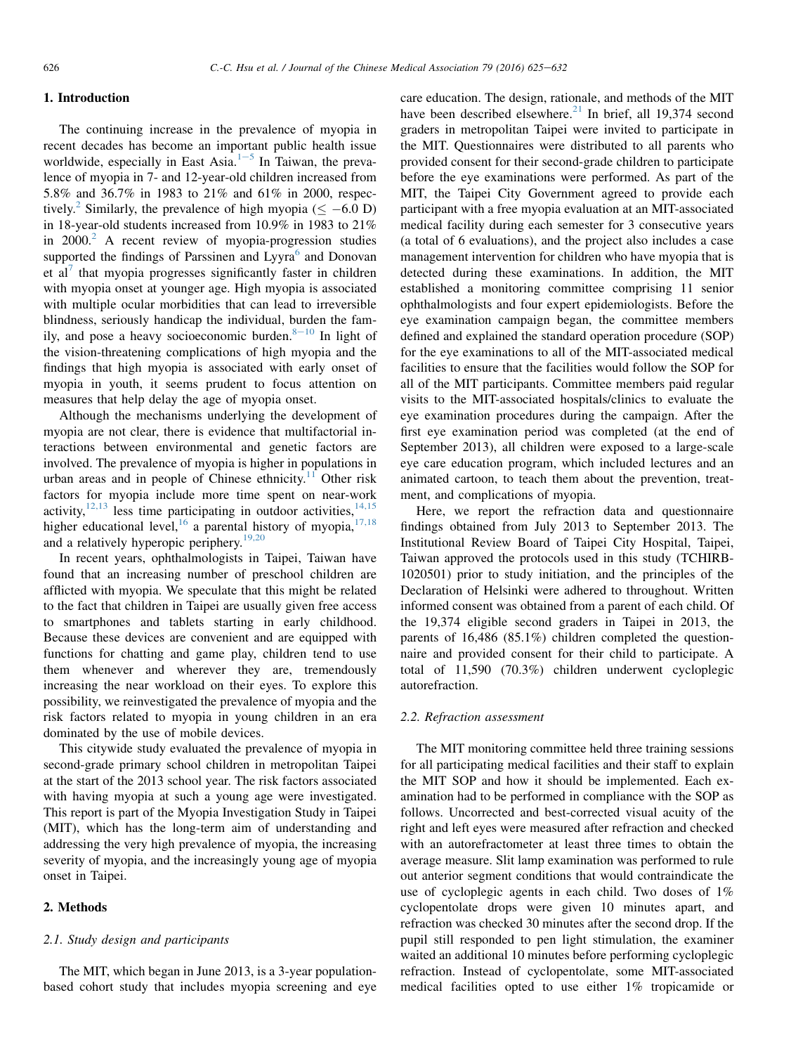## 1. Introduction

The continuing increase in the prevalence of myopia in recent decades has become an important public health issue worldwide, especially in East Asia.[1–5] In Taiwan, the prevalence of myopia in 7- and 12-year-old children increased from 5.8% and 36.7% in 1983 to 21% and 61% in 2000, respectively.[2] Similarly, the prevalence of high myopia ($\leq -6.0$ D) in 18-year-old students increased from 10.9% in 1983 to 21% in 2000.[2] A recent review of myopia-progression studies supported the findings of Parssinen and Lyyra[6] and Donovan et al[7] that myopia progresses significantly faster in children with myopia onset at younger age. High myopia is associated with multiple ocular morbidities that can lead to irreversible blindness, seriously handicap the individual, burden the family, and pose a heavy socioeconomic burden.[8–10] In light of the vision-threatening complications of high myopia and the findings that high myopia is associated with early onset of myopia in youth, it seems prudent to focus attention on measures that help delay the age of myopia onset.

Although the mechanisms underlying the development of myopia are not clear, there is evidence that multifactorial interactions between environmental and genetic factors are involved. The prevalence of myopia is higher in populations in urban areas and in people of Chinese ethnicity.[11] Other risk factors for myopia include more time spent on near-work activity,[12,13] less time participating in outdoor activities,[14,15] higher educational level,[16] a parental history of myopia,[17,18] and a relatively hyperopic periphery.[19,20]

In recent years, ophthalmologists in Taipei, Taiwan have found that an increasing number of preschool children are afflicted with myopia. We speculate that this might be related to the fact that children in Taipei are usually given free access to smartphones and tablets starting in early childhood. Because these devices are convenient and are equipped with functions for chatting and game play, children tend to use them whenever and wherever they are, tremendously increasing the near workload on their eyes. To explore this possibility, we reinvestigated the prevalence of myopia and the risk factors related to myopia in young children in an era dominated by the use of mobile devices.

This citywide study evaluated the prevalence of myopia in second-grade primary school children in metropolitan Taipei at the start of the 2013 school year. The risk factors associated with having myopia at such a young age were investigated. This report is part of the Myopia Investigation Study in Taipei (MIT), which has the long-term aim of understanding and addressing the very high prevalence of myopia, the increasing severity of myopia, and the increasingly young age of myopia onset in Taipei.

## 2. Methods

### 2.1. Study design and participants

The MIT, which began in June 2013, is a 3-year population-based cohort study that includes myopia screening and eye care education. The design, rationale, and methods of the MIT have been described elsewhere.[21] In brief, all 19,374 second graders in metropolitan Taipei were invited to participate in the MIT. Questionnaires were distributed to all parents who provided consent for their second-grade children to participate before the eye examinations were performed. As part of the MIT, the Taipei City Government agreed to provide each participant with a free myopia evaluation at an MIT-associated medical facility during each semester for 3 consecutive years (a total of 6 evaluations), and the project also includes a case management intervention for children who have myopia that is detected during these examinations. In addition, the MIT established a monitoring committee comprising 11 senior ophthalmologists and four expert epidemiologists. Before the eye examination campaign began, the committee members defined and explained the standard operation procedure (SOP) for the eye examinations to all of the MIT-associated medical facilities to ensure that the facilities would follow the SOP for all of the MIT participants. Committee members paid regular visits to the MIT-associated hospitals/clinics to evaluate the eye examination procedures during the campaign. After the first eye examination period was completed (at the end of September 2013), all children were exposed to a large-scale eye care education program, which included lectures and an animated cartoon, to teach them about the prevention, treatment, and complications of myopia.

Here, we report the refraction data and questionnaire findings obtained from July 2013 to September 2013. The Institutional Review Board of Taipei City Hospital, Taipei, Taiwan approved the protocols used in this study (TCHIRB-1020501) prior to study initiation, and the principles of the Declaration of Helsinki were adhered to throughout. Written informed consent was obtained from a parent of each child. Of the 19,374 eligible second graders in Taipei in 2013, the parents of 16,486 (85.1%) children completed the questionnaire and provided consent for their child to participate. A total of 11,590 (70.3%) children underwent cycloplegic autorefraction.

### 2.2. Refraction assessment

The MIT monitoring committee held three training sessions for all participating medical facilities and their staff to explain the MIT SOP and how it should be implemented. Each examination had to be performed in compliance with the SOP as follows. Uncorrected and best-corrected visual acuity of the right and left eyes were measured after refraction and checked with an autorefractometer at least three times to obtain the average measure. Slit lamp examination was performed to rule out anterior segment conditions that would contraindicate the use of cycloplegic agents in each child. Two doses of 1% cyclopentolate drops were given 10 minutes apart, and refraction was checked 30 minutes after the second drop. If the pupil still responded to pen light stimulation, the examiner waited an additional 10 minutes before performing cycloplegic refraction. Instead of cyclopentolate, some MIT-associated medical facilities opted to use either 1% tropicamide or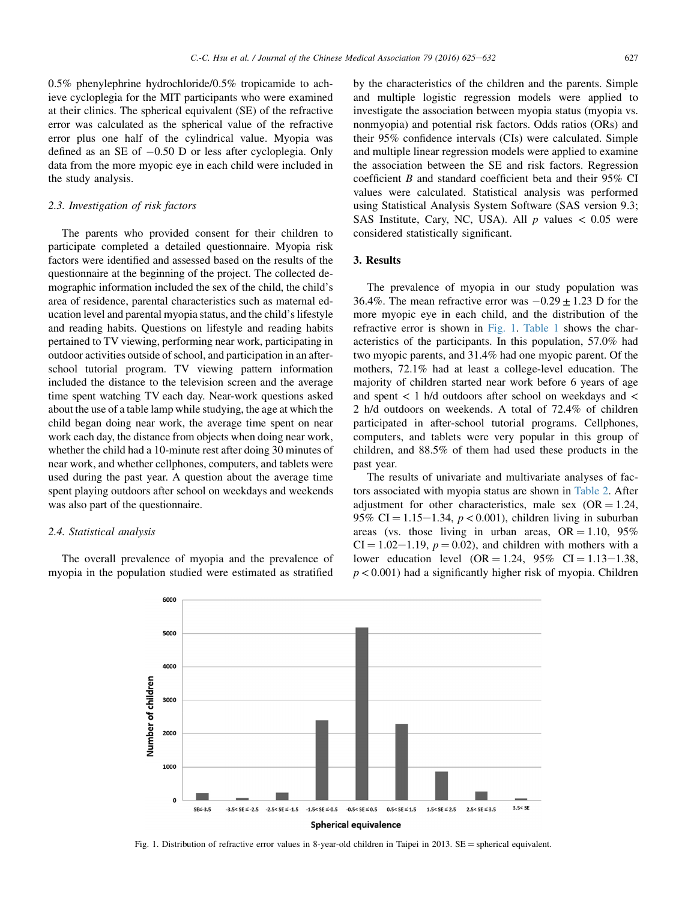0.5% phenylephrine hydrochloride/0.5% tropicamide to achieve cycloplegia for the MIT participants who were examined at their clinics. The spherical equivalent (SE) of the refractive error was calculated as the spherical value of the refractive error plus one half of the cylindrical value. Myopia was defined as an SE of −0.50 D or less after cycloplegia. Only data from the more myopic eye in each child were included in the study analysis.

### 2.3. Investigation of risk factors

The parents who provided consent for their children to participate completed a detailed questionnaire. Myopia risk factors were identified and assessed based on the results of the questionnaire at the beginning of the project. The collected demographic information included the sex of the child, the child's area of residence, parental characteristics such as maternal education level and parental myopia status, and the child's lifestyle and reading habits. Questions on lifestyle and reading habits pertained to TV viewing, performing near work, participating in outdoor activities outside of school, and participation in an after-school tutorial program. TV viewing pattern information included the distance to the television screen and the average time spent watching TV each day. Near-work questions asked about the use of a table lamp while studying, the age at which the child began doing near work, the average time spent on near work each day, the distance from objects when doing near work, whether the child had a 10-minute rest after doing 30 minutes of near work, and whether cellphones, computers, and tablets were used during the past year. A question about the average time spent playing outdoors after school on weekdays and weekends was also part of the questionnaire.

### 2.4. Statistical analysis

The overall prevalence of myopia and the prevalence of myopia in the population studied were estimated as stratified by the characteristics of the children and the parents. Simple and multiple logistic regression models were applied to investigate the association between myopia status (myopia vs. nonmyopia) and potential risk factors. Odds ratios (ORs) and their 95% confidence intervals (CIs) were calculated. Simple and multiple linear regression models were applied to examine the association between the SE and risk factors. Regression coefficient *B* and standard coefficient beta and their 95% CI values were calculated. Statistical analysis was performed using Statistical Analysis System Software (SAS version 9.3; SAS Institute, Cary, NC, USA). All *p* values $< 0.05$ were considered statistically significant.

## 3. Results

The prevalence of myopia in our study population was 36.4%. The mean refractive error was $-0.29 \pm 1.23$ D for the more myopic eye in each child, and the distribution of the refractive error is shown in Fig. 1. Table 1 shows the characteristics of the participants. In this population, 57.0% had two myopic parents, and 31.4% had one myopic parent. Of the mothers, 72.1% had at least a college-level education. The majority of children started near work before 6 years of age and spent < 1 h/d outdoors after school on weekdays and < 2 h/d outdoors on weekends. A total of 72.4% of children participated in after-school tutorial programs. Cellphones, computers, and tablets were very popular in this group of children, and 88.5% of them had used these products in the past year.

The results of univariate and multivariate analyses of factors associated with myopia status are shown in Table 2. After adjustment for other characteristics, male sex (OR = 1.24, 95% CI = 1.15−1.34, $p < 0.001$), children living in suburban areas (vs. those living in urban areas, OR = 1.10, 95% CI = 1.02−1.19, $p = 0.02$), and children with mothers with a lower education level (OR = 1.24, 95% CI = 1.13−1.38, $p < 0.001$) had a significantly higher risk of myopia. Children

Fig. 1. Distribution of refractive error values in 8-year-old children in Taipei in 2013. SE = spherical equivalent.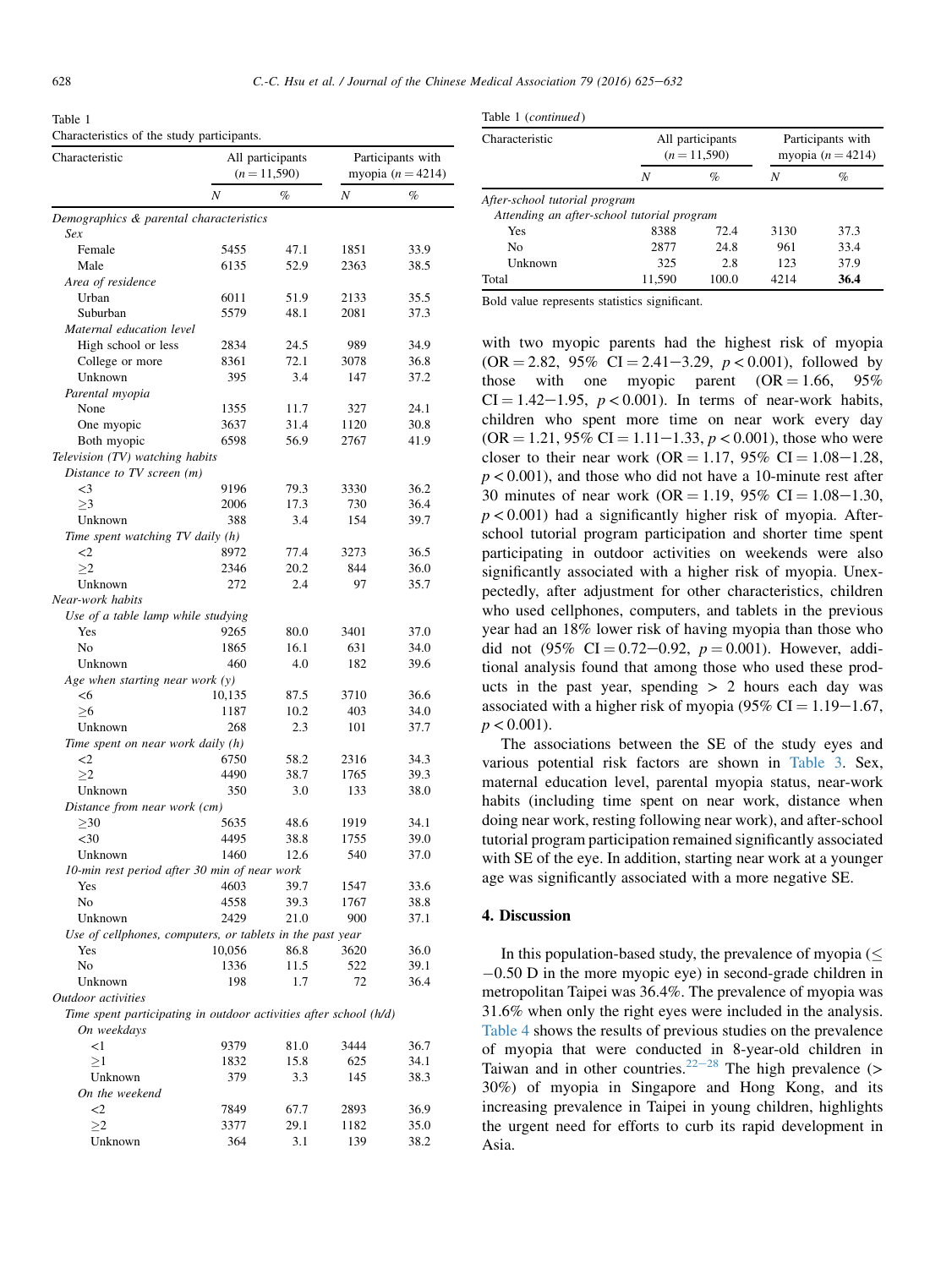Table 1
Characteristics of the study participants.

| Characteristic | All participants ($n = 11,590$) | | Participants with myopia ($n = 4214$) | |
|---|---|---|---|---|
| | N | % | N | % |
| *Demographics & parental characteristics* | | | | |
| *Sex* | | | | |
| Female | 5455 | 47.1 | 1851 | 33.9 |
| Male | 6135 | 52.9 | 2363 | 38.5 |
| *Area of residence* | | | | |
| Urban | 6011 | 51.9 | 2133 | 35.5 |
| Suburban | 5579 | 48.1 | 2081 | 37.3 |
| *Maternal education level* | | | | |
| High school or less | 2834 | 24.5 | 989 | 34.9 |
| College or more | 8361 | 72.1 | 3078 | 36.8 |
| Unknown | 395 | 3.4 | 147 | 37.2 |
| *Parental myopia* | | | | |
| None | 1355 | 11.7 | 327 | 24.1 |
| One myopic | 3637 | 31.4 | 1120 | 30.8 |
| Both myopic | 6598 | 56.9 | 2767 | 41.9 |
| *Television (TV) watching habits* | | | | |
| *Distance to TV screen (m)* | | | | |
| <3 | 9196 | 79.3 | 3330 | 36.2 |
| ≥3 | 2006 | 17.3 | 730 | 36.4 |
| Unknown | 388 | 3.4 | 154 | 39.7 |
| *Time spent watching TV daily (h)* | | | | |
| <2 | 8972 | 77.4 | 3273 | 36.5 |
| ≥2 | 2346 | 20.2 | 844 | 36.0 |
| Unknown | 272 | 2.4 | 97 | 35.7 |
| *Near-work habits* | | | | |
| *Use of a table lamp while studying* | | | | |
| Yes | 9265 | 80.0 | 3401 | 37.0 |
| No | 1865 | 16.1 | 631 | 34.0 |
| Unknown | 460 | 4.0 | 182 | 39.6 |
| *Age when starting near work (y)* | | | | |
| <6 | 10,135 | 87.5 | 3710 | 36.6 |
| ≥6 | 1187 | 10.2 | 403 | 34.0 |
| Unknown | 268 | 2.3 | 101 | 37.7 |
| *Time spent on near work daily (h)* | | | | |
| <2 | 6750 | 58.2 | 2316 | 34.3 |
| ≥2 | 4490 | 38.7 | 1765 | 39.3 |
| Unknown | 350 | 3.0 | 133 | 38.0 |
| *Distance from near work (cm)* | | | | |
| ≥30 | 5635 | 48.6 | 1919 | 34.1 |
| <30 | 4495 | 38.8 | 1755 | 39.0 |
| Unknown | 1460 | 12.6 | 540 | 37.0 |
| *10-min rest period after 30 min of near work* | | | | |
| Yes | 4603 | 39.7 | 1547 | 33.6 |
| No | 4558 | 39.3 | 1767 | 38.8 |
| Unknown | 2429 | 21.0 | 900 | 37.1 |
| *Use of cellphones, computers, or tablets in the past year* | | | | |
| Yes | 10,056 | 86.8 | 3620 | 36.0 |
| No | 1336 | 11.5 | 522 | 39.1 |
| Unknown | 198 | 1.7 | 72 | 36.4 |
| *Outdoor activities* | | | | |
| *Time spent participating in outdoor activities after school (h/d)* | | | | |
| *On weekdays* | | | | |
| <1 | 9379 | 81.0 | 3444 | 36.7 |
| ≥1 | 1832 | 15.8 | 625 | 34.1 |
| Unknown | 379 | 3.3 | 145 | 38.3 |
| *On the weekend* | | | | |
| <2 | 7849 | 67.7 | 2893 | 36.9 |
| ≥2 | 3377 | 29.1 | 1182 | 35.0 |
| Unknown | 364 | 3.1 | 139 | 38.2 |
| *After-school tutorial program* | | | | |
| *Attending an after-school tutorial program* | | | | |
| Yes | 8388 | 72.4 | 3130 | 37.3 |
| No | 2877 | 24.8 | 961 | 33.4 |
| Unknown | 325 | 2.8 | 123 | 37.9 |
| Total | 11,590 | 100.0 | 4214 | **36.4** |

Bold value represents statistics significant.

with two myopic parents had the highest risk of myopia (OR = 2.82, 95% CI = 2.41−3.29, $p < 0.001$), followed by those with one myopic parent (OR = 1.66, 95% CI = 1.42−1.95, $p < 0.001$). In terms of near-work habits, children who spent more time on near work every day (OR = 1.21, 95% CI = 1.11−1.33, $p < 0.001$), those who were closer to their near work (OR = 1.17, 95% CI = 1.08−1.28, $p < 0.001$), and those who did not have a 10-minute rest after 30 minutes of near work (OR = 1.19, 95% CI = 1.08−1.30, $p < 0.001$) had a significantly higher risk of myopia. After-school tutorial program participation and shorter time spent participating in outdoor activities on weekends were also significantly associated with a higher risk of myopia. Unexpectedly, after adjustment for other characteristics, children who used cellphones, computers, and tablets in the previous year had an 18% lower risk of having myopia than those who did not (95% CI = 0.72−0.92, $p = 0.001$). However, additional analysis found that among those who used these products in the past year, spending > 2 hours each day was associated with a higher risk of myopia (95% CI = 1.19−1.67, $p < 0.001$).

The associations between the SE of the study eyes and various potential risk factors are shown in Table 3. Sex, maternal education level, parental myopia status, near-work habits (including time spent on near work, distance when doing near work, resting following near work), and after-school tutorial program participation remained significantly associated with SE of the eye. In addition, starting near work at a younger age was significantly associated with a more negative SE.

## 4. Discussion

In this population-based study, the prevalence of myopia (≤ −0.50 D in the more myopic eye) in second-grade children in metropolitan Taipei was 36.4%. The prevalence of myopia was 31.6% when only the right eyes were included in the analysis. Table 4 shows the results of previous studies on the prevalence of myopia that were conducted in 8-year-old children in Taiwan and in other countries.[22−28] The high prevalence (> 30%) of myopia in Singapore and Hong Kong, and its increasing prevalence in Taipei in young children, highlights the urgent need for efforts to curb its rapid development in Asia.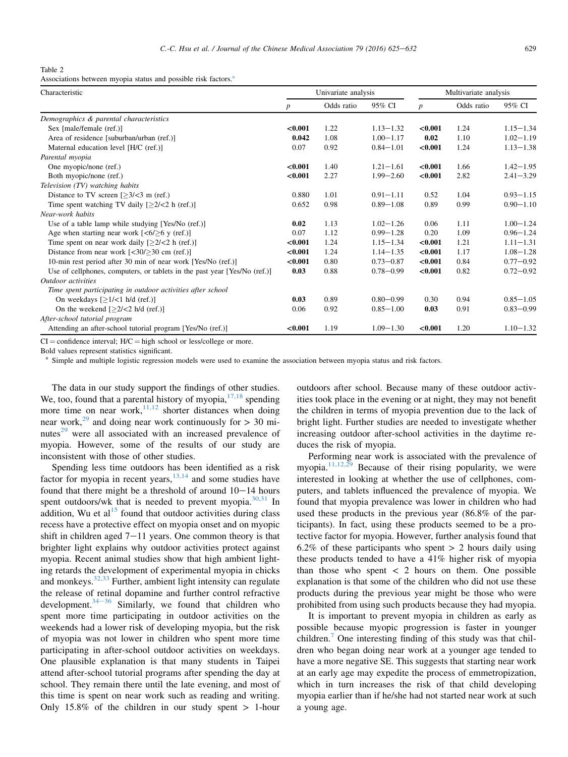Table 2
Associations between myopia status and possible risk factors.[a]

| Characteristic | Univariate analysis | | | Multivariate analysis | | |
|---|---|---|---|---|---|---|
| | $p$ | Odds ratio | 95% CI | $p$ | Odds ratio | 95% CI |
| *Demographics & parental characteristics* | | | | | | |
| Sex [male/female (ref.)] | **<0.001** | 1.22 | 1.13−1.32 | **<0.001** | 1.24 | 1.15−1.34 |
| Area of residence [suburban/urban (ref.)] | **0.042** | 1.08 | 1.00−1.17 | **0.02** | 1.10 | 1.02−1.19 |
| Maternal education level [H/C (ref.)] | 0.07 | 0.92 | 0.84−1.01 | **<0.001** | 1.24 | 1.13−1.38 |
| *Parental myopia* | | | | | | |
| One myopic/none (ref.) | **<0.001** | 1.40 | 1.21−1.61 | **<0.001** | 1.66 | 1.42−1.95 |
| Both myopic/none (ref.) | **<0.001** | 2.27 | 1.99−2.60 | **<0.001** | 2.82 | 2.41−3.29 |
| *Television (TV) watching habits* | | | | | | |
| Distance to TV screen [≥3/<3 m (ref.)] | 0.880 | 1.01 | 0.91−1.11 | 0.52 | 1.04 | 0.93−1.15 |
| Time spent watching TV daily [≥2/<2 h (ref.)] | 0.652 | 0.98 | 0.89−1.08 | 0.89 | 0.99 | 0.90−1.10 |
| *Near-work habits* | | | | | | |
| Use of a table lamp while studying [Yes/No (ref.)] | **0.02** | 1.13 | 1.02−1.26 | 0.06 | 1.11 | 1.00−1.24 |
| Age when starting near work [<6/≥6 y (ref.)] | 0.07 | 1.12 | 0.99−1.28 | 0.20 | 1.09 | 0.96−1.24 |
| Time spent on near work daily [≥2/<2 h (ref.)] | **<0.001** | 1.24 | 1.15−1.34 | **<0.001** | 1.21 | 1.11−1.31 |
| Distance from near work [<30/≥30 cm (ref.)] | **<0.001** | 1.24 | 1.14−1.35 | **<0.001** | 1.17 | 1.08−1.28 |
| 10-min rest period after 30 min of near work [Yes/No (ref.)] | **<0.001** | 0.80 | 0.73−0.87 | **<0.001** | 0.84 | 0.77−0.92 |
| Use of cellphones, computers, or tablets in the past year [Yes/No (ref.)] | **0.03** | 0.88 | 0.78−0.99 | **<0.001** | 0.82 | 0.72−0.92 |
| *Outdoor activities* | | | | | | |
| *Time spent participating in outdoor activities after school* | | | | | | |
| On weekdays [≥1/<1 h/d (ref.)] | **0.03** | 0.89 | 0.80−0.99 | 0.30 | 0.94 | 0.85−1.05 |
| On the weekend [≥2/<2 h/d (ref.)] | 0.06 | 0.92 | 0.85−1.00 | **0.03** | 0.91 | 0.83−0.99 |
| *After-school tutorial program* | | | | | | |
| Attending an after-school tutorial program [Yes/No (ref.)] | **<0.001** | 1.19 | 1.09−1.30 | **<0.001** | 1.20 | 1.10−1.32 |

CI = confidence interval; H/C = high school or less/college or more.
Bold values represent statistics significant.
[a] Simple and multiple logistic regression models were used to examine the association between myopia status and risk factors.

The data in our study support the findings of other studies. We, too, found that a parental history of myopia,[17,18] spending more time on near work,[11,12] shorter distances when doing near work,[29] and doing near work continuously for > 30 minutes[29] were all associated with an increased prevalence of myopia. However, some of the results of our study are inconsistent with those of other studies.

Spending less time outdoors has been identified as a risk factor for myopia in recent years,[13,14] and some studies have found that there might be a threshold of around 10−14 hours spent outdoors/wk that is needed to prevent myopia.[30,31] In addition, Wu et al[15] found that outdoor activities during class recess have a protective effect on myopia onset and on myopic shift in children aged 7−11 years. One common theory is that brighter light explains why outdoor activities protect against myopia. Recent animal studies show that high ambient lighting retards the development of experimental myopia in chicks and monkeys.[32,33] Further, ambient light intensity can regulate the release of retinal dopamine and further control refractive development.[34−36] Similarly, we found that children who spent more time participating in outdoor activities on the weekends had a lower risk of developing myopia, but the risk of myopia was not lower in children who spent more time participating in after-school outdoor activities on weekdays. One plausible explanation is that many students in Taipei attend after-school tutorial programs after spending the day at school. They remain there until the late evening, and most of this time is spent on near work such as reading and writing. Only 15.8% of the children in our study spent > 1-hour outdoors after school. Because many of these outdoor activities took place in the evening or at night, they may not benefit the children in terms of myopia prevention due to the lack of bright light. Further studies are needed to investigate whether increasing outdoor after-school activities in the daytime reduces the risk of myopia.

Performing near work is associated with the prevalence of myopia.[11,12,29] Because of their rising popularity, we were interested in looking at whether the use of cellphones, computers, and tablets influenced the prevalence of myopia. We found that myopia prevalence was lower in children who had used these products in the previous year (86.8% of the participants). In fact, using these products seemed to be a protective factor for myopia. However, further analysis found that 6.2% of these participants who spent > 2 hours daily using these products tended to have a 41% higher risk of myopia than those who spent < 2 hours on them. One possible explanation is that some of the children who did not use these products during the previous year might be those who were prohibited from using such products because they had myopia.

It is important to prevent myopia in children as early as possible because myopic progression is faster in younger children.[7] One interesting finding of this study was that children who began doing near work at a younger age tended to have a more negative SE. This suggests that starting near work at an early age may expedite the process of emmetropization, which in turn increases the risk of that child developing myopia earlier than if he/she had not started near work at such a young age.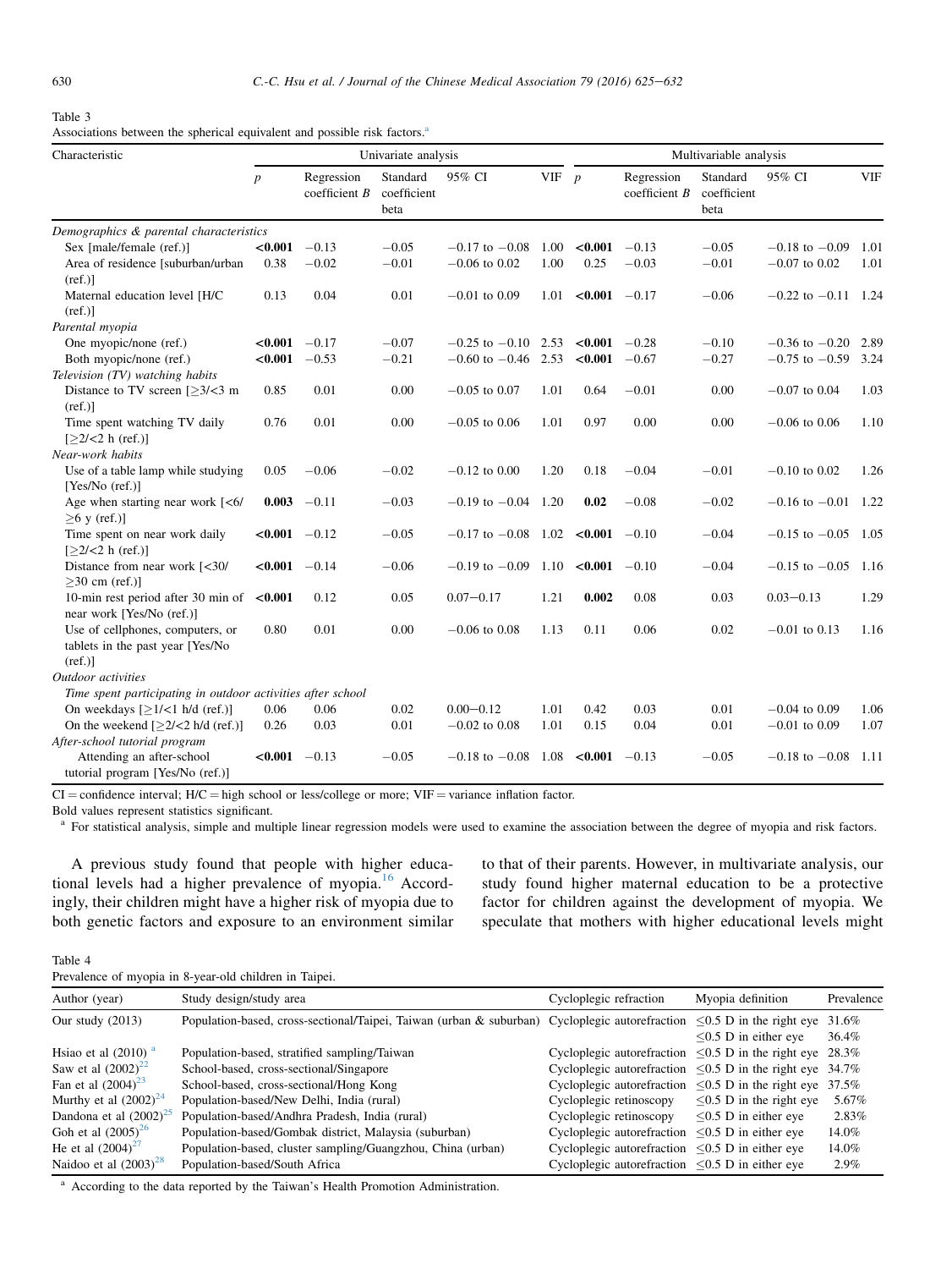Table 3
Associations between the spherical equivalent and possible risk factors.[a]

| Characteristic | Univariate analysis | | | | | Multivariable analysis | | | | |
|---|---|---|---|---|---|---|---|---|---|---|
| | $p$ | Regression coefficient $B$ | Standard coefficient beta | 95% CI | VIF | $p$ | Regression coefficient $B$ | Standard coefficient beta | 95% CI | VIF |
| *Demographics & parental characteristics* | | | | | | | | | | |
| Sex [male/female (ref.)] | **<0.001** | −0.13 | −0.05 | −0.17 to −0.08 | 1.00 | **<0.001** | −0.13 | −0.05 | −0.18 to −0.09 | 1.01 |
| Area of residence [suburban/urban (ref.)] | 0.38 | −0.02 | −0.01 | −0.06 to 0.02 | 1.00 | 0.25 | −0.03 | −0.01 | −0.07 to 0.02 | 1.01 |
| Maternal education level [H/C (ref.)] | 0.13 | 0.04 | 0.01 | −0.01 to 0.09 | 1.01 | **<0.001** | −0.17 | −0.06 | −0.22 to −0.11 | 1.24 |
| *Parental myopia* | | | | | | | | | | |
| One myopic/none (ref.) | **<0.001** | −0.17 | −0.07 | −0.25 to −0.10 | 2.53 | **<0.001** | −0.28 | −0.10 | −0.36 to −0.20 | 2.89 |
| Both myopic/none (ref.) | **<0.001** | −0.53 | −0.21 | −0.60 to −0.46 | 2.53 | **<0.001** | −0.67 | −0.27 | −0.75 to −0.59 | 3.24 |
| *Television (TV) watching habits* | | | | | | | | | | |
| Distance to TV screen [≥3/<3 m (ref.)] | 0.85 | 0.01 | 0.00 | −0.05 to 0.07 | 1.01 | 0.64 | −0.01 | 0.00 | −0.07 to 0.04 | 1.03 |
| Time spent watching TV daily [≥2/<2 h (ref.)] | 0.76 | 0.01 | 0.00 | −0.05 to 0.06 | 1.01 | 0.97 | 0.00 | 0.00 | −0.06 to 0.06 | 1.10 |
| *Near-work habits* | | | | | | | | | | |
| Use of a table lamp while studying [Yes/No (ref.)] | 0.05 | −0.06 | −0.02 | −0.12 to 0.00 | 1.20 | 0.18 | −0.04 | −0.01 | −0.10 to 0.02 | 1.26 |
| Age when starting near work [<6/≥6 y (ref.)] | **0.003** | −0.11 | −0.03 | −0.19 to −0.04 | 1.20 | **0.02** | −0.08 | −0.02 | −0.16 to −0.01 | 1.22 |
| Time spent on near work daily [≥2/<2 h (ref.)] | **<0.001** | −0.12 | −0.05 | −0.17 to −0.08 | 1.02 | **<0.001** | −0.10 | −0.04 | −0.15 to −0.05 | 1.05 |
| Distance from near work [<30/≥30 cm (ref.)] | **<0.001** | −0.14 | −0.06 | −0.19 to −0.09 | 1.10 | **<0.001** | −0.10 | −0.04 | −0.15 to −0.05 | 1.16 |
| 10-min rest period after 30 min of near work [Yes/No (ref.)] | **<0.001** | 0.12 | 0.05 | 0.07−0.17 | 1.21 | **0.002** | 0.08 | 0.03 | 0.03−0.13 | 1.29 |
| Use of cellphones, computers, or tablets in the past year [Yes/No (ref.)] | 0.80 | 0.01 | 0.00 | −0.06 to 0.08 | 1.13 | 0.11 | 0.06 | 0.02 | −0.01 to 0.13 | 1.16 |
| *Outdoor activities* | | | | | | | | | | |
| *Time spent participating in outdoor activities after school* | | | | | | | | | | |
| On weekdays [≥1/<1 h/d (ref.)] | 0.06 | 0.06 | 0.02 | 0.00−0.12 | 1.01 | 0.42 | 0.03 | 0.01 | −0.04 to 0.09 | 1.06 |
| On the weekend [≥2/<2 h/d (ref.)] | 0.26 | 0.03 | 0.01 | −0.02 to 0.08 | 1.01 | 0.15 | 0.04 | 0.01 | −0.01 to 0.09 | 1.07 |
| *After-school tutorial program* | | | | | | | | | | |
| Attending an after-school tutorial program [Yes/No (ref.)] | **<0.001** | −0.13 | −0.05 | −0.18 to −0.08 | 1.08 | **<0.001** | −0.13 | −0.05 | −0.18 to −0.08 | 1.11 |

CI = confidence interval; H/C = high school or less/college or more; VIF = variance inflation factor.

Bold values represent statistics significant.

[a] For statistical analysis, simple and multiple linear regression models were used to examine the association between the degree of myopia and risk factors.

A previous study found that people with higher educational levels had a higher prevalence of myopia.[16] Accordingly, their children might have a higher risk of myopia due to both genetic factors and exposure to an environment similar to that of their parents. However, in multivariate analysis, our study found higher maternal education to be a protective factor for children against the development of myopia. We speculate that mothers with higher educational levels might

Table 4
Prevalence of myopia in 8-year-old children in Taipei.

| Author (year) | Study design/study area | Cycloplegic refraction | Myopia definition | Prevalence |
|---|---|---|---|---|
| Our study (2013) | Population-based, cross-sectional/Taipei, Taiwan (urban & suburban) | Cycloplegic autorefraction | ≤0.5 D in the right eye<br>≤0.5 D in either eye | 31.6%<br>36.4% |
| Hsiao et al (2010) [a] | Population-based, stratified sampling/Taiwan | Cycloplegic autorefraction | ≤0.5 D in the right eye | 28.3% |
| Saw et al (2002)[22] | School-based, cross-sectional/Singapore | Cycloplegic autorefraction | ≤0.5 D in the right eye | 34.7% |
| Fan et al (2004)[23] | School-based, cross-sectional/Hong Kong | Cycloplegic autorefraction | ≤0.5 D in the right eye | 37.5% |
| Murthy et al (2002)[24] | Population-based/New Delhi, India (rural) | Cycloplegic retinoscopy | ≤0.5 D in the right eye | 5.67% |
| Dandona et al (2002)[25] | Population-based/Andhra Pradesh, India (rural) | Cycloplegic retinoscopy | ≤0.5 D in either eye | 2.83% |
| Goh et al (2005)[26] | Population-based/Gombak district, Malaysia (suburban) | Cycloplegic autorefraction | ≤0.5 D in either eye | 14.0% |
| He et al (2004)[27] | Population-based, cluster sampling/Guangzhou, China (urban) | Cycloplegic autorefraction | ≤0.5 D in either eye | 14.0% |
| Naidoo et al (2003)[28] | Population-based/South Africa | Cycloplegic autorefraction | ≤0.5 D in either eye | 2.9% |

[a] According to the data reported by the Taiwan's Health Promotion Administration.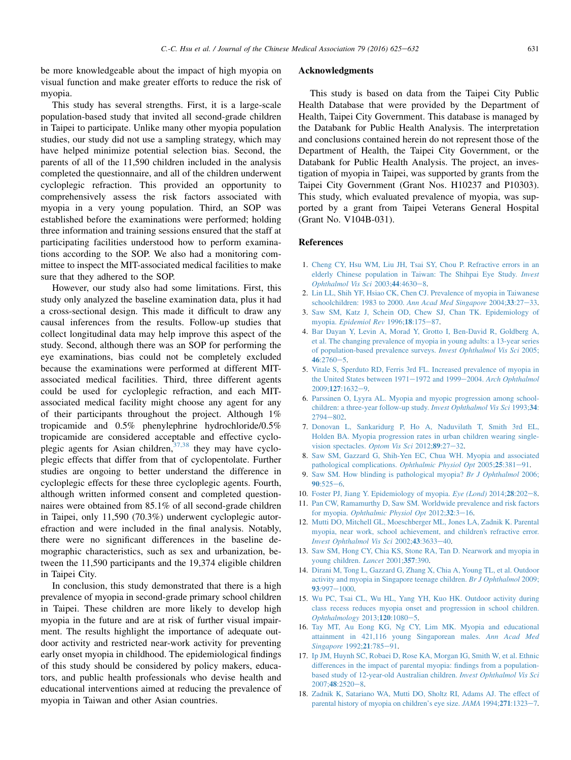be more knowledgeable about the impact of high myopia on visual function and make greater efforts to reduce the risk of myopia.

This study has several strengths. First, it is a large-scale population-based study that invited all second-grade children in Taipei to participate. Unlike many other myopia population studies, our study did not use a sampling strategy, which may have helped minimize potential selection bias. Second, the parents of all of the 11,590 children included in the analysis completed the questionnaire, and all of the children underwent cycloplegic refraction. This provided an opportunity to comprehensively assess the risk factors associated with myopia in a very young population. Third, an SOP was established before the examinations were performed; holding three information and training sessions ensured that the staff at participating facilities understood how to perform examinations according to the SOP. We also had a monitoring committee to inspect the MIT-associated medical facilities to make sure that they adhered to the SOP.

However, our study also had some limitations. First, this study only analyzed the baseline examination data, plus it had a cross-sectional design. This made it difficult to draw any causal inferences from the results. Follow-up studies that collect longitudinal data may help improve this aspect of the study. Second, although there was an SOP for performing the eye examinations, bias could not be completely excluded because the examinations were performed at different MIT-associated medical facilities. Third, three different agents could be used for cycloplegic refraction, and each MIT-associated medical facility might choose any agent for any of their participants throughout the project. Although 1% tropicamide and 0.5% phenylephrine hydrochloride/0.5% tropicamide are considered acceptable and effective cycloplegic agents for Asian children,[37,38] they may have cycloplegic effects that differ from that of cyclopentolate. Further studies are ongoing to better understand the difference in cycloplegic effects for these three cycloplegic agents. Fourth, although written informed consent and completed questionnaires were obtained from 85.1% of all second-grade children in Taipei, only 11,590 (70.3%) underwent cycloplegic autorefraction and were included in the final analysis. Notably, there were no significant differences in the baseline demographic characteristics, such as sex and urbanization, between the 11,590 participants and the 19,374 eligible children in Taipei City.

In conclusion, this study demonstrated that there is a high prevalence of myopia in second-grade primary school children in Taipei. These children are more likely to develop high myopia in the future and are at risk of further visual impairment. The results highlight the importance of adequate outdoor activity and restricted near-work activity for preventing early onset myopia in childhood. The epidemiological findings of this study should be considered by policy makers, educators, and public health professionals who devise health and educational interventions aimed at reducing the prevalence of myopia in Taiwan and other Asian countries.

## Acknowledgments

This study is based on data from the Taipei City Public Health Database that were provided by the Department of Health, Taipei City Government. This database is managed by the Databank for Public Health Analysis. The interpretation and conclusions contained herein do not represent those of the Department of Health, the Taipei City Government, or the Databank for Public Health Analysis. The project, an investigation of myopia in Taipei, was supported by grants from the Taipei City Government (Grant Nos. H10237 and P10303). This study, which evaluated prevalence of myopia, was supported by a grant from Taipei Veterans General Hospital (Grant No. V104B-031).

## References

1. Cheng CY, Hsu WM, Liu JH, Tsai SY, Chou P. Refractive errors in an elderly Chinese population in Taiwan: The Shihpai Eye Study. *Invest Ophthalmol Vis Sci* 2003;**44**:4630–8.
2. Lin LL, Shih YF, Hsiao CK, Chen CJ. Prevalence of myopia in Taiwanese schoolchildren: 1983 to 2000. *Ann Acad Med Singapore* 2004;**33**:27–33.
3. Saw SM, Katz J, Schein OD, Chew SJ, Chan TK. Epidemiology of myopia. *Epidemiol Rev* 1996;**18**:175–87.
4. Bar Dayan Y, Levin A, Morad Y, Grotto I, Ben-David R, Goldberg A, et al. The changing prevalence of myopia in young adults: a 13-year series of population-based prevalence surveys. *Invest Ophthalmol Vis Sci* 2005;**46**:2760–5.
5. Vitale S, Sperduto RD, Ferris 3rd FL. Increased prevalence of myopia in the United States between 1971–1972 and 1999–2004. *Arch Ophthalmol* 2009;**127**:1632–9.
6. Parssinen O, Lyyra AL. Myopia and myopic progression among schoolchildren: a three-year follow-up study. *Invest Ophthalmol Vis Sci* 1993;**34**:2794–802.
7. Donovan L, Sankaridurg P, Ho A, Naduvilath T, Smith 3rd EL, Holden BA. Myopia progression rates in urban children wearing single-vision spectacles. *Optom Vis Sci* 2012;**89**:27–32.
8. Saw SM, Gazzard G, Shih-Yen EC, Chua WH. Myopia and associated pathological complications. *Ophthalmic Physiol Opt* 2005;**25**:381–91.
9. Saw SM. How blinding is pathological myopia? *Br J Ophthalmol* 2006;**90**:525–6.
10. Foster PJ, Jiang Y. Epidemiology of myopia. *Eye (Lond)* 2014;**28**:202–8.
11. Pan CW, Ramamurthy D, Saw SM. Worldwide prevalence and risk factors for myopia. *Ophthalmic Physiol Opt* 2012;**32**:3–16.
12. Mutti DO, Mitchell GL, Moeschberger ML, Jones LA, Zadnik K. Parental myopia, near work, school achievement, and children's refractive error. *Invest Ophthalmol Vis Sci* 2002;**43**:3633–40.
13. Saw SM, Hong CY, Chia KS, Stone RA, Tan D. Nearwork and myopia in young children. *Lancet* 2001;**357**:390.
14. Dirani M, Tong L, Gazzard G, Zhang X, Chia A, Young TL, et al. Outdoor activity and myopia in Singapore teenage children. *Br J Ophthalmol* 2009;**93**:997–1000.
15. Wu PC, Tsai CL, Wu HL, Yang YH, Kuo HK. Outdoor activity during class recess reduces myopia onset and progression in school children. *Ophthalmology* 2013;**120**:1080–5.
16. Tay MT, Au Eong KG, Ng CY, Lim MK. Myopia and educational attainment in 421,116 young Singaporean males. *Ann Acad Med Singapore* 1992;**21**:785–91.
17. Ip JM, Huynh SC, Robaei D, Rose KA, Morgan IG, Smith W, et al. Ethnic differences in the impact of parental myopia: findings from a population-based study of 12-year-old Australian children. *Invest Ophthalmol Vis Sci* 2007;**48**:2520–8.
18. Zadnik K, Satariano WA, Mutti DO, Sholtz RI, Adams AJ. The effect of parental history of myopia on children's eye size. *JAMA* 1994;**271**:1323–7.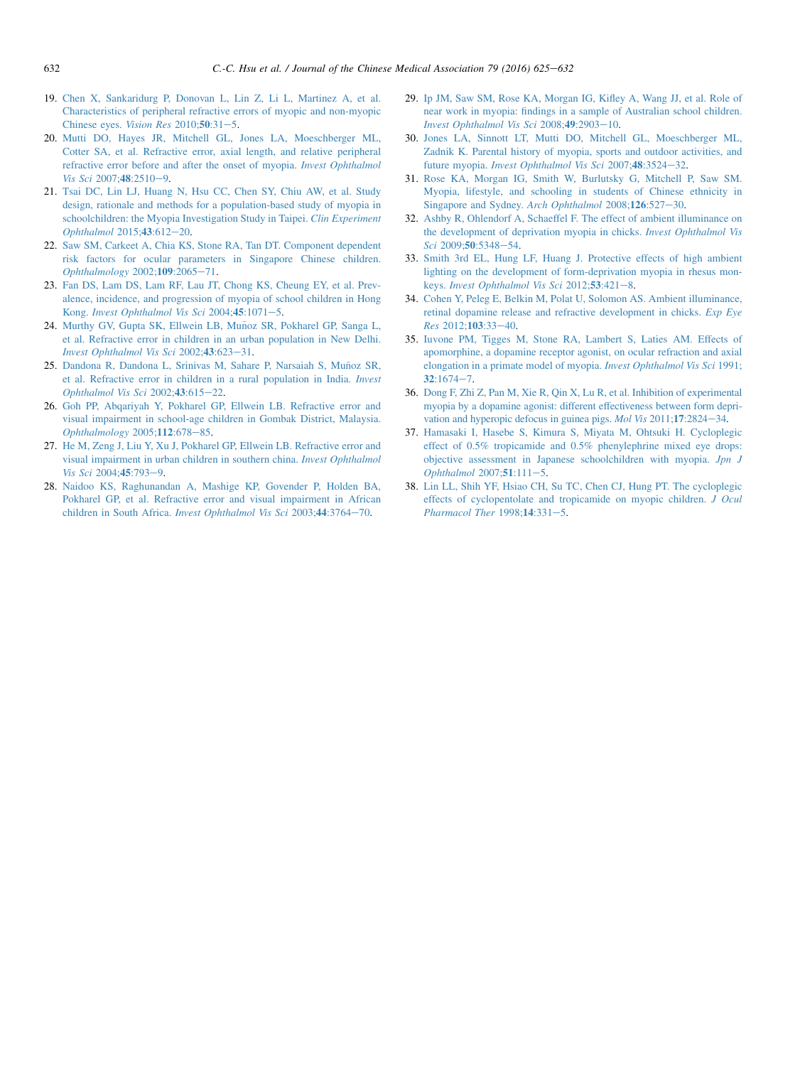19. Chen X, Sankaridurg P, Donovan L, Lin Z, Li L, Martinez A, et al. Characteristics of peripheral refractive errors of myopic and non-myopic Chinese eyes. *Vision Res* 2010;**50**:31−5.
20. Mutti DO, Hayes JR, Mitchell GL, Jones LA, Moeschberger ML, Cotter SA, et al. Refractive error, axial length, and relative peripheral refractive error before and after the onset of myopia. *Invest Ophthalmol Vis Sci* 2007;**48**:2510−9.
21. Tsai DC, Lin LJ, Huang N, Hsu CC, Chen SY, Chiu AW, et al. Study design, rationale and methods for a population-based study of myopia in schoolchildren: the Myopia Investigation Study in Taipei. *Clin Experiment Ophthalmol* 2015;**43**:612−20.
22. Saw SM, Carkeet A, Chia KS, Stone RA, Tan DT. Component dependent risk factors for ocular parameters in Singapore Chinese children. *Ophthalmology* 2002;**109**:2065−71.
23. Fan DS, Lam DS, Lam RF, Lau JT, Chong KS, Cheung EY, et al. Prevalence, incidence, and progression of myopia of school children in Hong Kong. *Invest Ophthalmol Vis Sci* 2004;**45**:1071−5.
24. Murthy GV, Gupta SK, Ellwein LB, Muñoz SR, Pokharel GP, Sanga L, et al. Refractive error in children in an urban population in New Delhi. *Invest Ophthalmol Vis Sci* 2002;**43**:623−31.
25. Dandona R, Dandona L, Srinivas M, Sahare P, Narsaiah S, Muñoz SR, et al. Refractive error in children in a rural population in India. *Invest Ophthalmol Vis Sci* 2002;**43**:615−22.
26. Goh PP, Abqariyah Y, Pokharel GP, Ellwein LB. Refractive error and visual impairment in school-age children in Gombak District, Malaysia. *Ophthalmology* 2005;**112**:678−85.
27. He M, Zeng J, Liu Y, Xu J, Pokharel GP, Ellwein LB. Refractive error and visual impairment in urban children in southern china. *Invest Ophthalmol Vis Sci* 2004;**45**:793−9.
28. Naidoo KS, Raghunandan A, Mashige KP, Govender P, Holden BA, Pokharel GP, et al. Refractive error and visual impairment in African children in South Africa. *Invest Ophthalmol Vis Sci* 2003;**44**:3764−70.
29. Ip JM, Saw SM, Rose KA, Morgan IG, Kifley A, Wang JJ, et al. Role of near work in myopia: findings in a sample of Australian school children. *Invest Ophthalmol Vis Sci* 2008;**49**:2903−10.
30. Jones LA, Sinnott LT, Mutti DO, Mitchell GL, Moeschberger ML, Zadnik K. Parental history of myopia, sports and outdoor activities, and future myopia. *Invest Ophthalmol Vis Sci* 2007;**48**:3524−32.
31. Rose KA, Morgan IG, Smith W, Burlutsky G, Mitchell P, Saw SM. Myopia, lifestyle, and schooling in students of Chinese ethnicity in Singapore and Sydney. *Arch Ophthalmol* 2008;**126**:527−30.
32. Ashby R, Ohlendorf A, Schaeffel F. The effect of ambient illuminance on the development of deprivation myopia in chicks. *Invest Ophthalmol Vis Sci* 2009;**50**:5348−54.
33. Smith 3rd EL, Hung LF, Huang J. Protective effects of high ambient lighting on the development of form-deprivation myopia in rhesus monkeys. *Invest Ophthalmol Vis Sci* 2012;**53**:421−8.
34. Cohen Y, Peleg E, Belkin M, Polat U, Solomon AS. Ambient illuminance, retinal dopamine release and refractive development in chicks. *Exp Eye Res* 2012;**103**:33−40.
35. Iuvone PM, Tigges M, Stone RA, Lambert S, Laties AM. Effects of apomorphine, a dopamine receptor agonist, on ocular refraction and axial elongation in a primate model of myopia. *Invest Ophthalmol Vis Sci* 1991;**32**:1674−7.
36. Dong F, Zhi Z, Pan M, Xie R, Qin X, Lu R, et al. Inhibition of experimental myopia by a dopamine agonist: different effectiveness between form deprivation and hyperopic defocus in guinea pigs. *Mol Vis* 2011;**17**:2824−34.
37. Hamasaki I, Hasebe S, Kimura S, Miyata M, Ohtsuki H. Cycloplegic effect of 0.5% tropicamide and 0.5% phenylephrine mixed eye drops: objective assessment in Japanese schoolchildren with myopia. *Jpn J Ophthalmol* 2007;**51**:111−5.
38. Lin LL, Shih YF, Hsiao CH, Su TC, Chen CJ, Hung PT. The cycloplegic effects of cyclopentolate and tropicamide on myopic children. *J Ocul Pharmacol Ther* 1998;**14**:331−5.